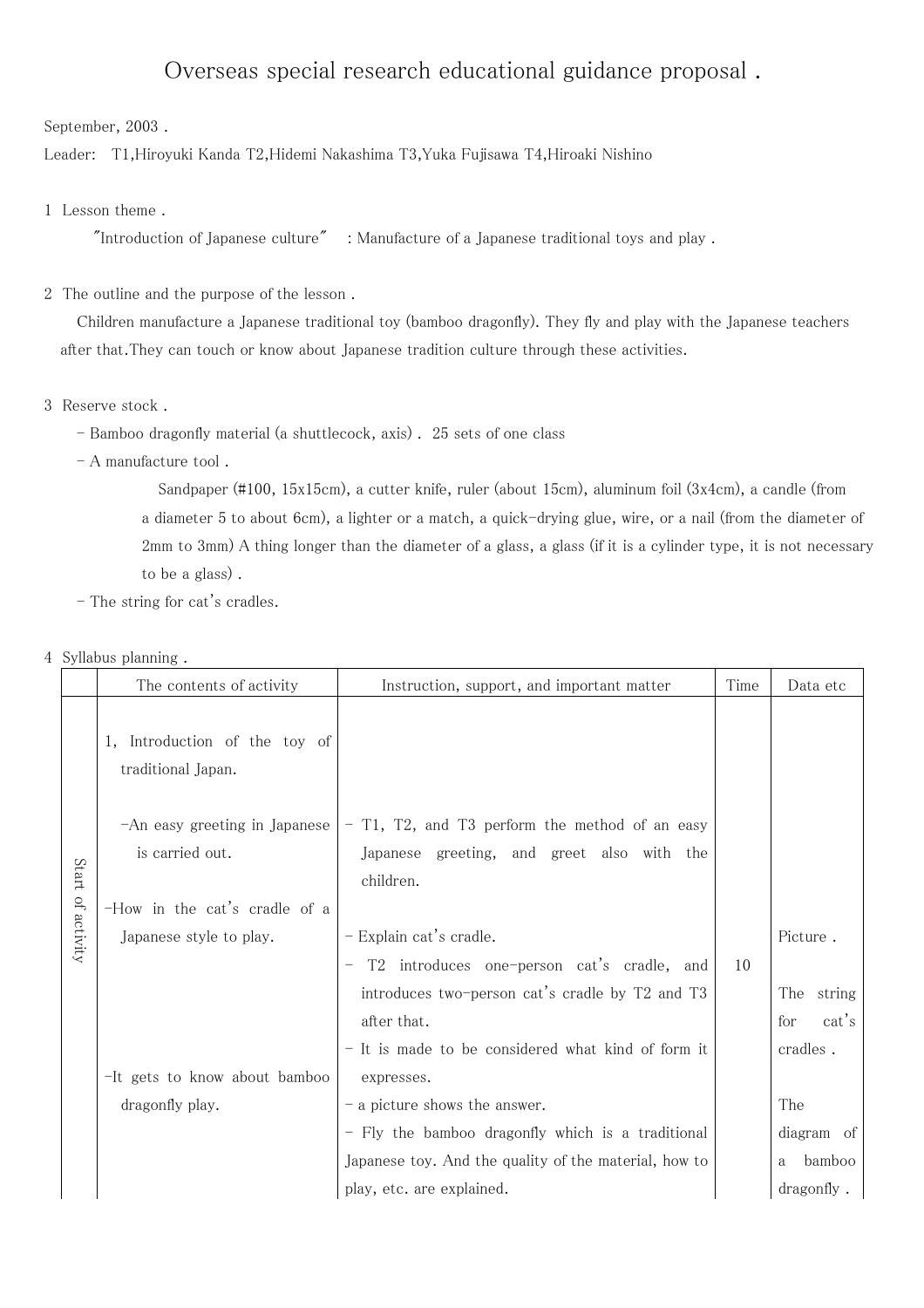# Overseas special research educational guidance proposal .

September, 2003 .

Leader: T1,Hiroyuki Kanda T2,Hidemi Nakashima T3,Yuka Fujisawa T4,Hiroaki Nishino

## 1 Lesson theme .

"Introduction of Japanese culture" : Manufacture of a Japanese traditional toys and play .

## 2 The outline and the purpose of the lesson .

Children manufacture a Japanese traditional toy (bamboo dragonfly). They fly and play with the Japanese teachers after that.They can touch or know about Japanese tradition culture through these activities.

## 3 Reserve stock .

- Bamboo dragonfly material (a shuttlecock, axis) . 25 sets of one class
- A manufacture tool .

  Sandpaper (#100, 15x15cm), a cutter knife, ruler (about 15cm), aluminum foil (3x4cm), a candle (from a diameter 5 to about 6cm), a lighter or a match, a quick-drying glue, wire, or a nail (from the diameter of 2mm to 3mm) A thing longer than the diameter of a glass, a glass (if it is a cylinder type, it is not necessary to be a glass) .
- The string for cat's cradles.

## 4 Syllabus planning .

| | The contents of activity | Instruction, support, and important matter | Time | Data etc |
|---|---|---|---|---|
| Start of activity | 1, Introduction of the toy of traditional Japan.<br><br>-An easy greeting in Japanese is carried out.<br><br>-How in the cat's cradle of a Japanese style to play.<br><br>-It gets to know about bamboo dragonfly play. | - T1, T2, and T3 perform the method of an easy Japanese greeting, and greet also with the children.<br><br>- Explain cat's cradle.<br>- T2 introduces one-person cat's cradle, and introduces two-person cat's cradle by T2 and T3 after that.<br>- It is made to be considered what kind of form it expresses.<br>- a picture shows the answer.<br>- Fly the bamboo dragonfly which is a traditional Japanese toy. And the quality of the material, how to play, etc. are explained. | 10 | Picture .<br><br>The string for cat's cradles .<br><br>The diagram of a bamboo dragonfly . |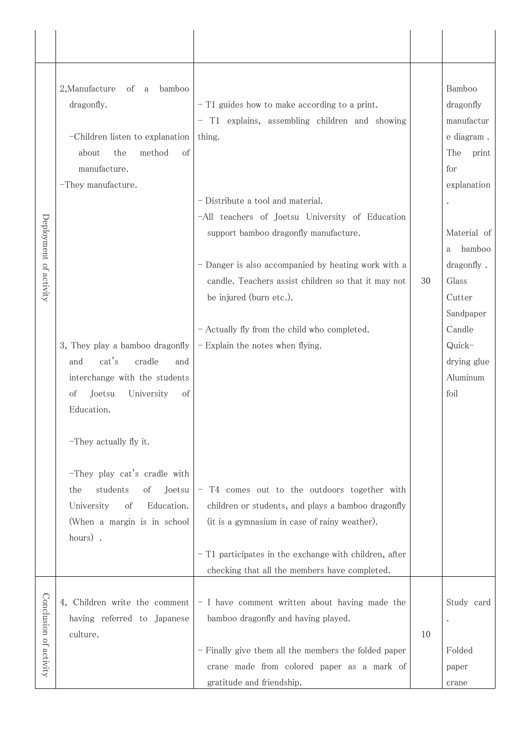| | | | | |
|---|---|---|---|---|
| | | | | |
| Deployment of activity | 2,Manufacture of a bamboo dragonfly.<br><br>-Children listen to explanation about the method of manufacture.<br>-They manufacture.<br><br>3, They play a bamboo dragonfly and cat's cradle and interchange with the students of Joetsu University of Education.<br><br>-They actually fly it.<br><br>-They play cat's cradle with the students of Joetsu University of Education. (When a margin is in school hours) . | - T1 guides how to make according to a print.<br>- T1 explains, assembling children and showing thing.<br><br>- Distribute a tool and material.<br>-All teachers of Joetsu University of Education support bamboo dragonfly manufacture.<br><br>- Danger is also accompanied by heating work with a candle. Teachers assist children so that it may not be injured (burn etc.).<br><br>- Actually fly from the child who completed.<br>- Explain the notes when flying.<br><br>- T4 comes out to the outdoors together with children or students, and plays a bamboo dragonfly (it is a gymnasium in case of rainy weather).<br><br>- T1 participates in the exchange with children, after checking that all the members have completed. | 30 | Bamboo dragonfly manufacture diagram .<br>The print for explanation .<br><br>Material of a bamboo dragonfly .<br>Glass<br>Cutter<br>Sandpaper<br>Candle<br>Quick-drying glue<br>Aluminum foil |
| Conclusion of activity | 4, Children write the comment having referred to Japanese culture. | - I have comment written about having made the bamboo dragonfly and having played.<br><br>- Finally give them all the members the folded paper crane made from colored paper as a mark of gratitude and friendship. | 10 | Study card .<br><br>Folded paper crane |